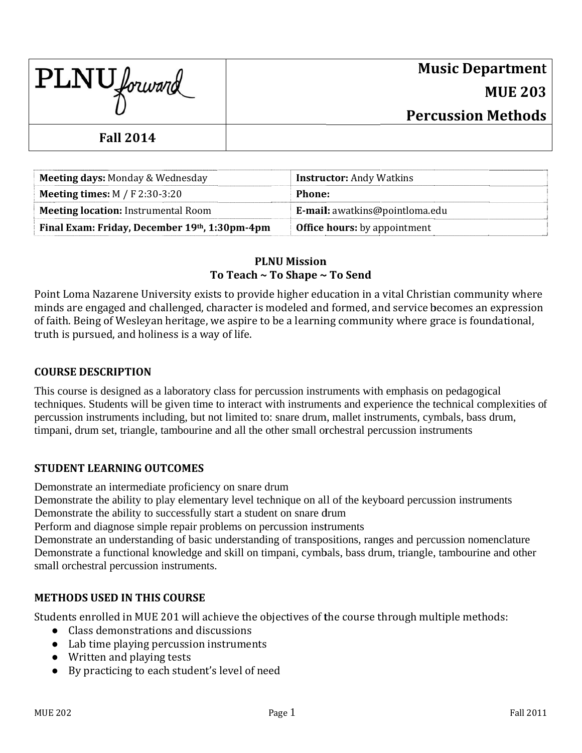| PLNU forward | Music Department<br>MUE 203<br>Percussion Methods |
|---|---|
| **Fall 2014** | |

| | |
|---|---|
| **Meeting days:** Monday & Wednesday | **Instructor:** Andy Watkins |
| **Meeting times:** M / F 2:30-3:20 | **Phone:** |
| **Meeting location:** Instrumental Room | **E-mail:** awatkins@pointloma.edu |
| **Final Exam: Friday, December 19th, 1:30pm-4pm** | **Office hours:** by appointment |

**PLNU Mission**
**To Teach ~ To Shape ~ To Send**

Point Loma Nazarene University exists to provide higher education in a vital Christian community where minds are engaged and challenged, character is modeled and formed, and service becomes an expression of faith. Being of Wesleyan heritage, we aspire to be a learning community where grace is foundational, truth is pursued, and holiness is a way of life.

## COURSE DESCRIPTION

This course is designed as a laboratory class for percussion instruments with emphasis on pedagogical techniques. Students will be given time to interact with instruments and experience the technical complexities of percussion instruments including, but not limited to: snare drum, mallet instruments, cymbals, bass drum, timpani, drum set, triangle, tambourine and all the other small orchestral percussion instruments

## STUDENT LEARNING OUTCOMES

Demonstrate an intermediate proficiency on snare drum
Demonstrate the ability to play elementary level technique on all of the keyboard percussion instruments
Demonstrate the ability to successfully start a student on snare drum
Perform and diagnose simple repair problems on percussion instruments
Demonstrate an understanding of basic understanding of transpositions, ranges and percussion nomenclature
Demonstrate a functional knowledge and skill on timpani, cymbals, bass drum, triangle, tambourine and other small orchestral percussion instruments.

## METHODS USED IN THIS COURSE

Students enrolled in MUE 201 will achieve the objectives of the course through multiple methods:

- Class demonstrations and discussions
- Lab time playing percussion instruments
- Written and playing tests
- By practicing to each student's level of need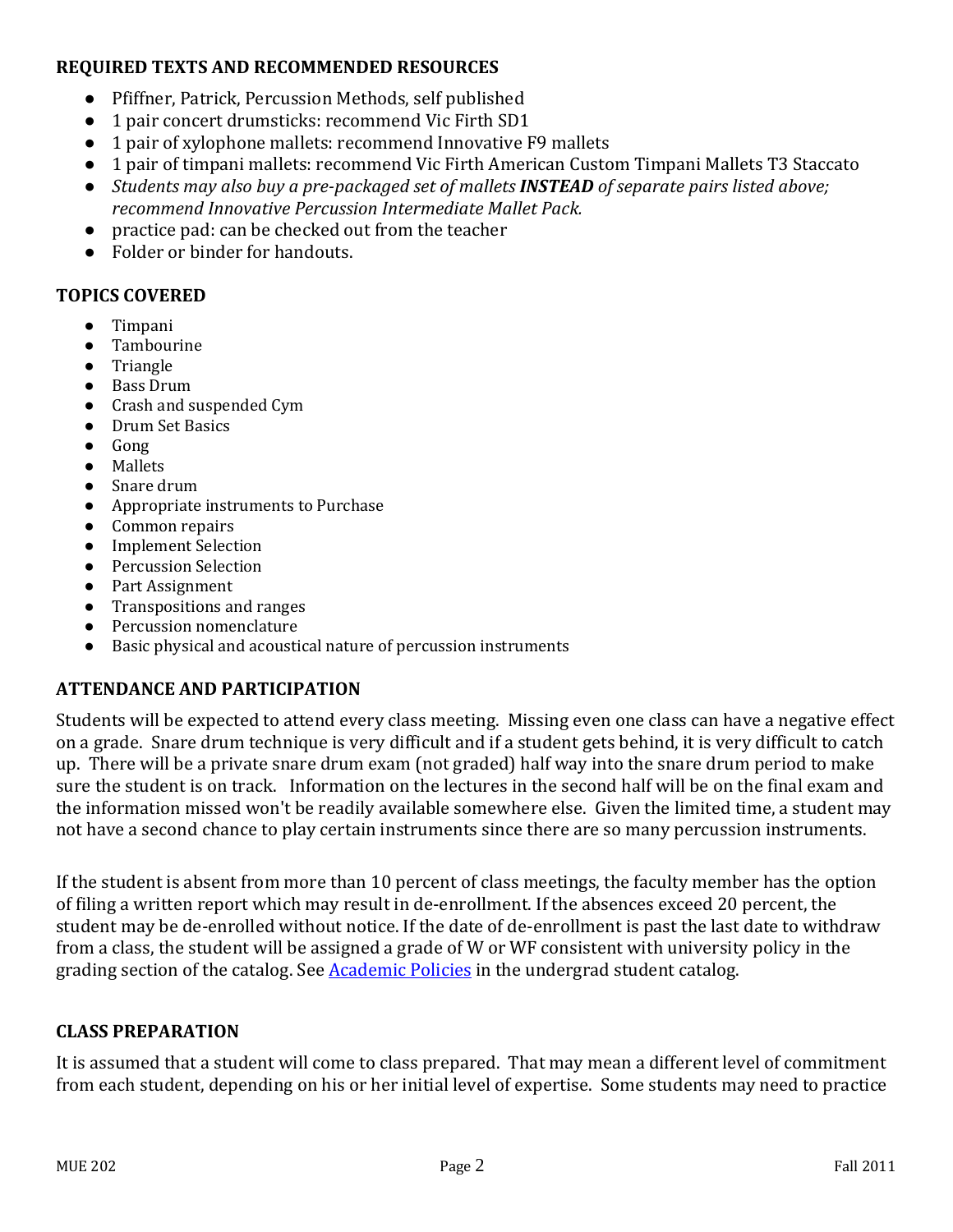**REQUIRED TEXTS AND RECOMMENDED RESOURCES**

- Pfiffner, Patrick, Percussion Methods, self published
- 1 pair concert drumsticks: recommend Vic Firth SD1
- 1 pair of xylophone mallets: recommend Innovative F9 mallets
- 1 pair of timpani mallets: recommend Vic Firth American Custom Timpani Mallets T3 Staccato
- *Students may also buy a pre-packaged set of mallets* ***INSTEAD*** *of separate pairs listed above; recommend Innovative Percussion Intermediate Mallet Pack.*
- practice pad: can be checked out from the teacher
- Folder or binder for handouts.

**TOPICS COVERED**

- Timpani
- Tambourine
- Triangle
- Bass Drum
- Crash and suspended Cym
- Drum Set Basics
- Gong
- Mallets
- Snare drum
- Appropriate instruments to Purchase
- Common repairs
- Implement Selection
- Percussion Selection
- Part Assignment
- Transpositions and ranges
- Percussion nomenclature
- Basic physical and acoustical nature of percussion instruments

**ATTENDANCE AND PARTICIPATION**

Students will be expected to attend every class meeting. Missing even one class can have a negative effect on a grade. Snare drum technique is very difficult and if a student gets behind, it is very difficult to catch up. There will be a private snare drum exam (not graded) half way into the snare drum period to make sure the student is on track. Information on the lectures in the second half will be on the final exam and the information missed won't be readily available somewhere else. Given the limited time, a student may not have a second chance to play certain instruments since there are so many percussion instruments.

If the student is absent from more than 10 percent of class meetings, the faculty member has the option of filing a written report which may result in de-enrollment. If the absences exceed 20 percent, the student may be de-enrolled without notice. If the date of de-enrollment is past the last date to withdraw from a class, the student will be assigned a grade of W or WF consistent with university policy in the grading section of the catalog. See Academic Policies in the undergrad student catalog.

**CLASS PREPARATION**

It is assumed that a student will come to class prepared. That may mean a different level of commitment from each student, depending on his or her initial level of expertise. Some students may need to practice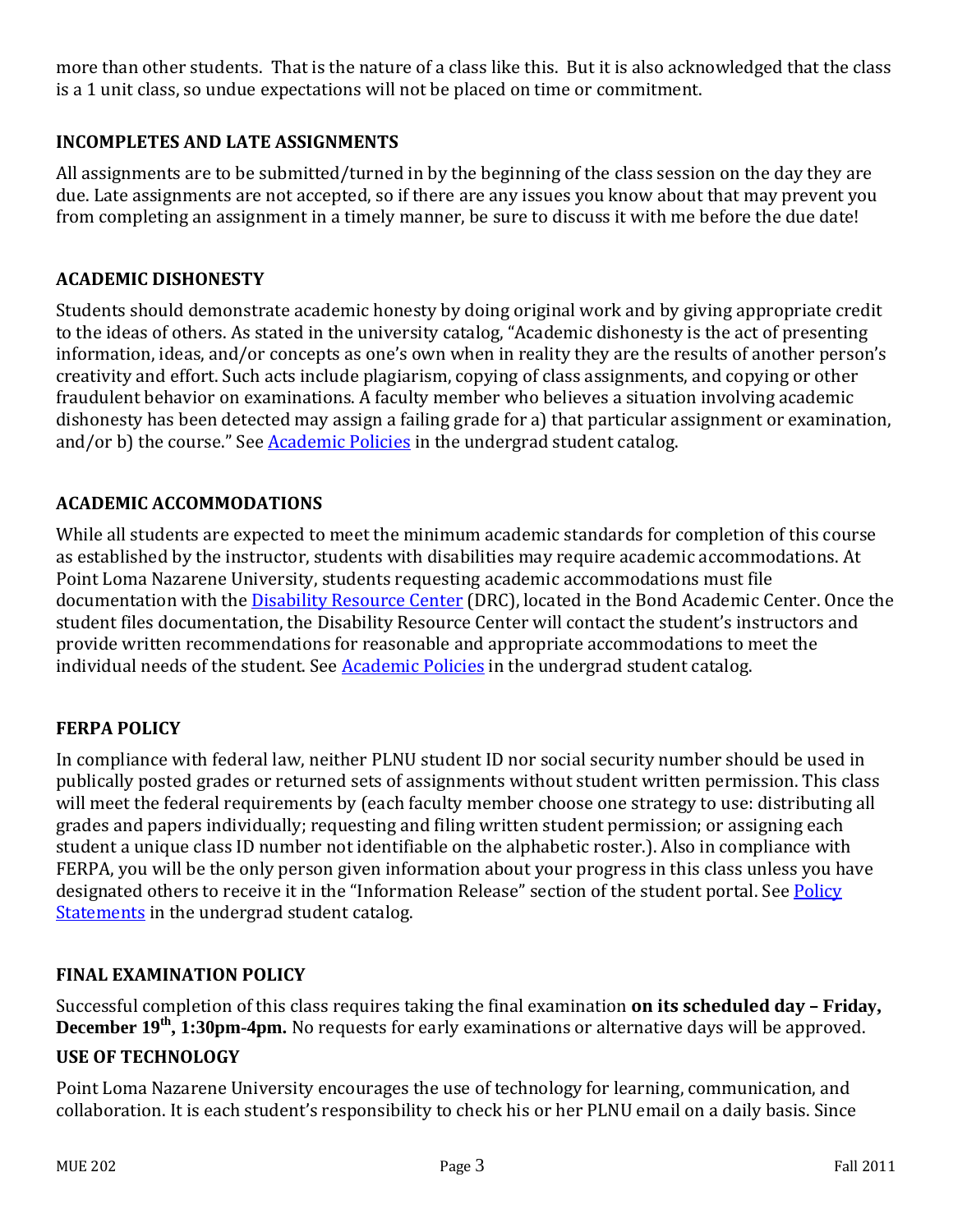more than other students. That is the nature of a class like this. But it is also acknowledged that the class is a 1 unit class, so undue expectations will not be placed on time or commitment.

**INCOMPLETES AND LATE ASSIGNMENTS**

All assignments are to be submitted/turned in by the beginning of the class session on the day they are due. Late assignments are not accepted, so if there are any issues you know about that may prevent you from completing an assignment in a timely manner, be sure to discuss it with me before the due date!

**ACADEMIC DISHONESTY**

Students should demonstrate academic honesty by doing original work and by giving appropriate credit to the ideas of others. As stated in the university catalog, "Academic dishonesty is the act of presenting information, ideas, and/or concepts as one's own when in reality they are the results of another person's creativity and effort. Such acts include plagiarism, copying of class assignments, and copying or other fraudulent behavior on examinations. A faculty member who believes a situation involving academic dishonesty has been detected may assign a failing grade for a) that particular assignment or examination, and/or b) the course." See Academic Policies in the undergrad student catalog.

**ACADEMIC ACCOMMODATIONS**

While all students are expected to meet the minimum academic standards for completion of this course as established by the instructor, students with disabilities may require academic accommodations. At Point Loma Nazarene University, students requesting academic accommodations must file documentation with the Disability Resource Center (DRC), located in the Bond Academic Center. Once the student files documentation, the Disability Resource Center will contact the student's instructors and provide written recommendations for reasonable and appropriate accommodations to meet the individual needs of the student. See Academic Policies in the undergrad student catalog.

**FERPA POLICY**

In compliance with federal law, neither PLNU student ID nor social security number should be used in publically posted grades or returned sets of assignments without student written permission. This class will meet the federal requirements by (each faculty member choose one strategy to use: distributing all grades and papers individually; requesting and filing written student permission; or assigning each student a unique class ID number not identifiable on the alphabetic roster.). Also in compliance with FERPA, you will be the only person given information about your progress in this class unless you have designated others to receive it in the "Information Release" section of the student portal. See Policy Statements in the undergrad student catalog.

**FINAL EXAMINATION POLICY**

Successful completion of this class requires taking the final examination **on its scheduled day – Friday, December 19th, 1:30pm-4pm.** No requests for early examinations or alternative days will be approved.

**USE OF TECHNOLOGY**

Point Loma Nazarene University encourages the use of technology for learning, communication, and collaboration. It is each student's responsibility to check his or her PLNU email on a daily basis. Since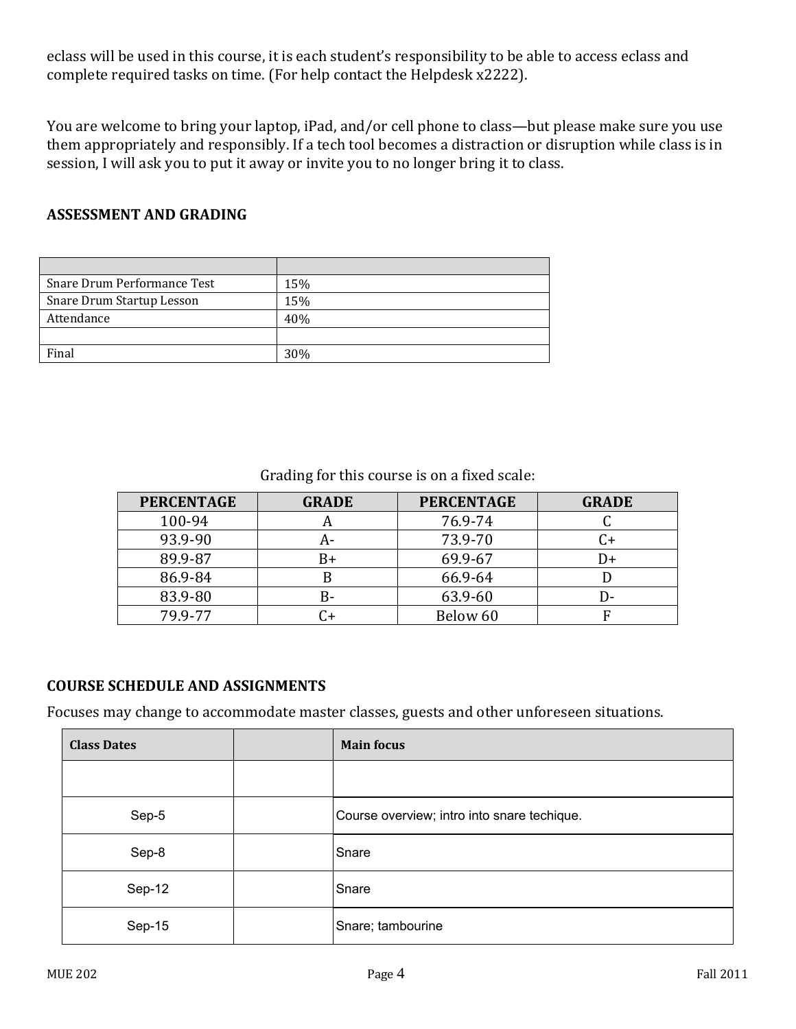eclass will be used in this course, it is each student's responsibility to be able to access eclass and complete required tasks on time. (For help contact the Helpdesk x2222).

You are welcome to bring your laptop, iPad, and/or cell phone to class—but please make sure you use them appropriately and responsibly. If a tech tool becomes a distraction or disruption while class is in session, I will ask you to put it away or invite you to no longer bring it to class.

## ASSESSMENT AND GRADING

| | |
|---|---|
| Snare Drum Performance Test | 15% |
| Snare Drum Startup Lesson | 15% |
| Attendance | 40% |
| | |
| Final | 30% |

Grading for this course is on a fixed scale:

| PERCENTAGE | GRADE | PERCENTAGE | GRADE |
|---|---|---|---|
| 100-94 | A | 76.9-74 | C |
| 93.9-90 | A- | 73.9-70 | C+ |
| 89.9-87 | B+ | 69.9-67 | D+ |
| 86.9-84 | B | 66.9-64 | D |
| 83.9-80 | B- | 63.9-60 | D- |
| 79.9-77 | C+ | Below 60 | F |

## COURSE SCHEDULE AND ASSIGNMENTS

Focuses may change to accommodate master classes, guests and other unforeseen situations.

| Class Dates | | Main focus |
|---|---|---|
| | | |
| Sep-5 | | Course overview; intro into snare techique. |
| Sep-8 | | Snare |
| Sep-12 | | Snare |
| Sep-15 | | Snare; tambourine |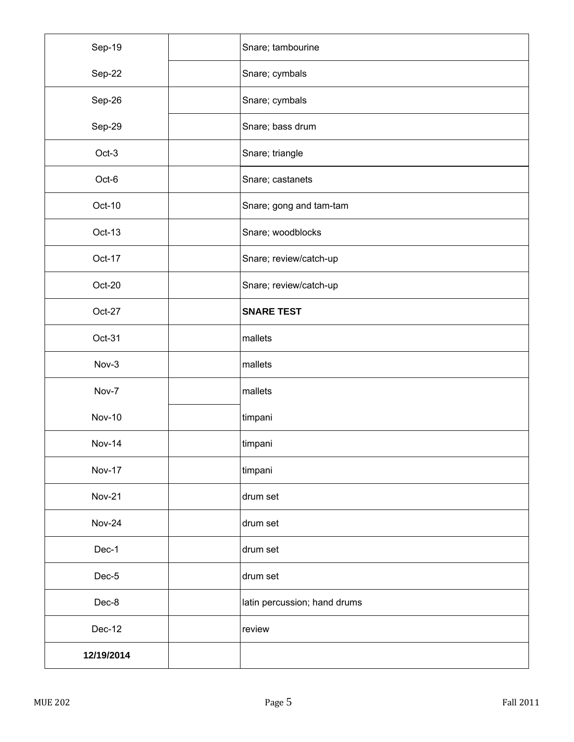| | | |
|---|---|---|
| Sep-19 | | Snare; tambourine |
| Sep-22 | | Snare; cymbals |
| Sep-26 | | Snare; cymbals |
| Sep-29 | | Snare; bass drum |
| Oct-3 | | Snare; triangle |
| Oct-6 | | Snare; castanets |
| Oct-10 | | Snare; gong and tam-tam |
| Oct-13 | | Snare; woodblocks |
| Oct-17 | | Snare; review/catch-up |
| Oct-20 | | Snare; review/catch-up |
| Oct-27 | | **SNARE TEST** |
| Oct-31 | | mallets |
| Nov-3 | | mallets |
| Nov-7 | | mallets |
| Nov-10 | | timpani |
| Nov-14 | | timpani |
| Nov-17 | | timpani |
| Nov-21 | | drum set |
| Nov-24 | | drum set |
| Dec-1 | | drum set |
| Dec-5 | | drum set |
| Dec-8 | | latin percussion; hand drums |
| Dec-12 | | review |
| **12/19/2014** | | |